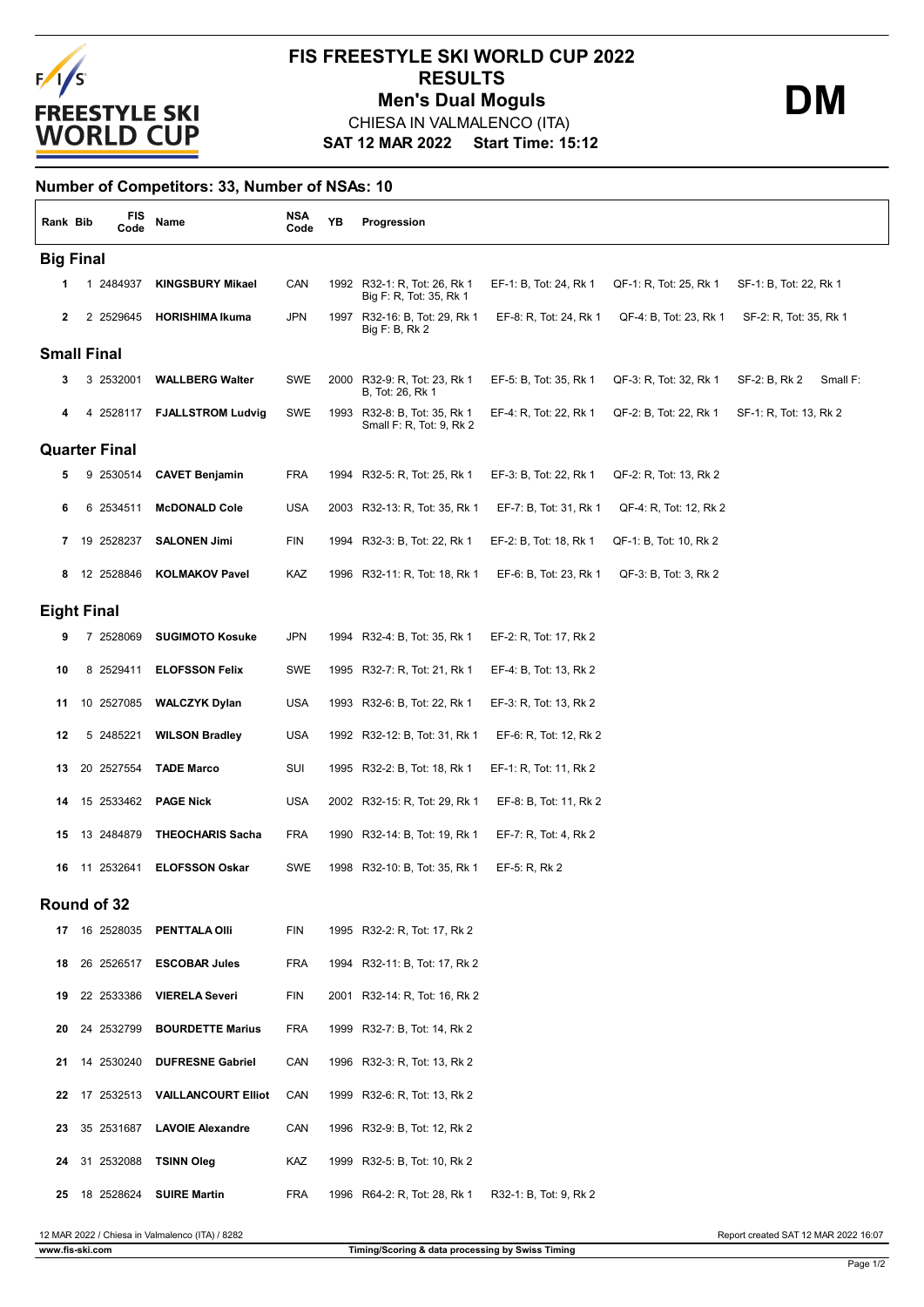# FIS FREESTYLE SKI WORLD CUP 2022

## RESULTS

## Men's Dual Moguls

**DM**

CHIESA IN VALMALENCO (ITA)

**SAT 12 MAR 2022 Start Time: 15:12**

### Number of Competitors: 33, Number of NSAs: 10

| Rank | Bib | FIS Code | Name | NSA Code | YB | Progression |
|---|---|---|---|---|---|---|
| **Big Final** | | | | | | |
| 1 | 1 | 2484937 | **KINGSBURY Mikael** | CAN | 1992 | R32-1: R, Tot: 26, Rk 1 EF-1: B, Tot: 24, Rk 1 QF-1: R, Tot: 25, Rk 1 SF-1: B, Tot: 22, Rk 1 Big F: R, Tot: 35, Rk 1 |
| 2 | 2 | 2529645 | **HORISHIMA Ikuma** | JPN | 1997 | R32-16: B, Tot: 29, Rk 1 EF-8: R, Tot: 24, Rk 1 QF-4: B, Tot: 23, Rk 1 SF-2: R, Tot: 35, Rk 1 Big F: B, Rk 2 |
| **Small Final** | | | | | | |
| 3 | 3 | 2532001 | **WALLBERG Walter** | SWE | 2000 | R32-9: R, Tot: 23, Rk 1 EF-5: B, Tot: 35, Rk 1 QF-3: R, Tot: 32, Rk 1 SF-2: B, Rk 2 Small F: B, Tot: 26, Rk 1 |
| 4 | 4 | 2528117 | **FJALLSTROM Ludvig** | SWE | 1993 | R32-8: B, Tot: 35, Rk 1 EF-4: R, Tot: 22, Rk 1 QF-2: B, Tot: 22, Rk 1 SF-1: R, Tot: 13, Rk 2 Small F: R, Tot: 9, Rk 2 |
| **Quarter Final** | | | | | | |
| 5 | 9 | 2530514 | **CAVET Benjamin** | FRA | 1994 | R32-5: R, Tot: 25, Rk 1 EF-3: B, Tot: 22, Rk 1 QF-2: R, Tot: 13, Rk 2 |
| 6 | 6 | 2534511 | **McDONALD Cole** | USA | 2003 | R32-13: R, Tot: 35, Rk 1 EF-7: B, Tot: 31, Rk 1 QF-4: R, Tot: 12, Rk 2 |
| 7 | 19 | 2528237 | **SALONEN Jimi** | FIN | 1994 | R32-3: B, Tot: 22, Rk 1 EF-2: B, Tot: 18, Rk 1 QF-1: B, Tot: 10, Rk 2 |
| 8 | 12 | 2528846 | **KOLMAKOV Pavel** | KAZ | 1996 | R32-11: R, Tot: 18, Rk 1 EF-6: B, Tot: 23, Rk 1 QF-3: B, Tot: 3, Rk 2 |
| **Eight Final** | | | | | | |
| 9 | 7 | 2528069 | **SUGIMOTO Kosuke** | JPN | 1994 | R32-4: B, Tot: 35, Rk 1 EF-2: R, Tot: 17, Rk 2 |
| 10 | 8 | 2529411 | **ELOFSSON Felix** | SWE | 1995 | R32-7: R, Tot: 21, Rk 1 EF-4: B, Tot: 13, Rk 2 |
| 11 | 10 | 2527085 | **WALCZYK Dylan** | USA | 1993 | R32-6: B, Tot: 22, Rk 1 EF-3: R, Tot: 13, Rk 2 |
| 12 | 5 | 2485221 | **WILSON Bradley** | USA | 1992 | R32-12: B, Tot: 31, Rk 1 EF-6: R, Tot: 12, Rk 2 |
| 13 | 20 | 2527554 | **TADE Marco** | SUI | 1995 | R32-2: B, Tot: 18, Rk 1 EF-1: R, Tot: 11, Rk 2 |
| 14 | 15 | 2533462 | **PAGE Nick** | USA | 2002 | R32-15: R, Tot: 29, Rk 1 EF-8: B, Tot: 11, Rk 2 |
| 15 | 13 | 2484879 | **THEOCHARIS Sacha** | FRA | 1990 | R32-14: B, Tot: 19, Rk 1 EF-7: R, Tot: 4, Rk 2 |
| 16 | 11 | 2532641 | **ELOFSSON Oskar** | SWE | 1998 | R32-10: B, Tot: 35, Rk 1 EF-5: R, Rk 2 |
| **Round of 32** | | | | | | |
| 17 | 16 | 2528035 | **PENTTALA Olli** | FIN | 1995 | R32-2: R, Tot: 17, Rk 2 |
| 18 | 26 | 2526517 | **ESCOBAR Jules** | FRA | 1994 | R32-11: B, Tot: 17, Rk 2 |
| 19 | 22 | 2533386 | **VIERELA Severi** | FIN | 2001 | R32-14: R, Tot: 16, Rk 2 |
| 20 | 24 | 2532799 | **BOURDETTE Marius** | FRA | 1999 | R32-7: B, Tot: 14, Rk 2 |
| 21 | 14 | 2530240 | **DUFRESNE Gabriel** | CAN | 1996 | R32-3: R, Tot: 13, Rk 2 |
| 22 | 17 | 2532513 | **VAILLANCOURT Elliot** | CAN | 1999 | R32-6: R, Tot: 13, Rk 2 |
| 23 | 35 | 2531687 | **LAVOIE Alexandre** | CAN | 1996 | R32-9: B, Tot: 12, Rk 2 |
| 24 | 31 | 2532088 | **TSINN Oleg** | KAZ | 1999 | R32-5: B, Tot: 10, Rk 2 |
| 25 | 18 | 2528624 | **SUIRE Martin** | FRA | 1996 | R64-2: R, Tot: 28, Rk 1 R32-1: B, Tot: 9, Rk 2 |

12 MAR 2022 / Chiesa in Valmalenco (ITA) / 8282

Report created SAT 12 MAR 2022 16:07

www.fis-ski.com

Timing/Scoring & data processing by Swiss Timing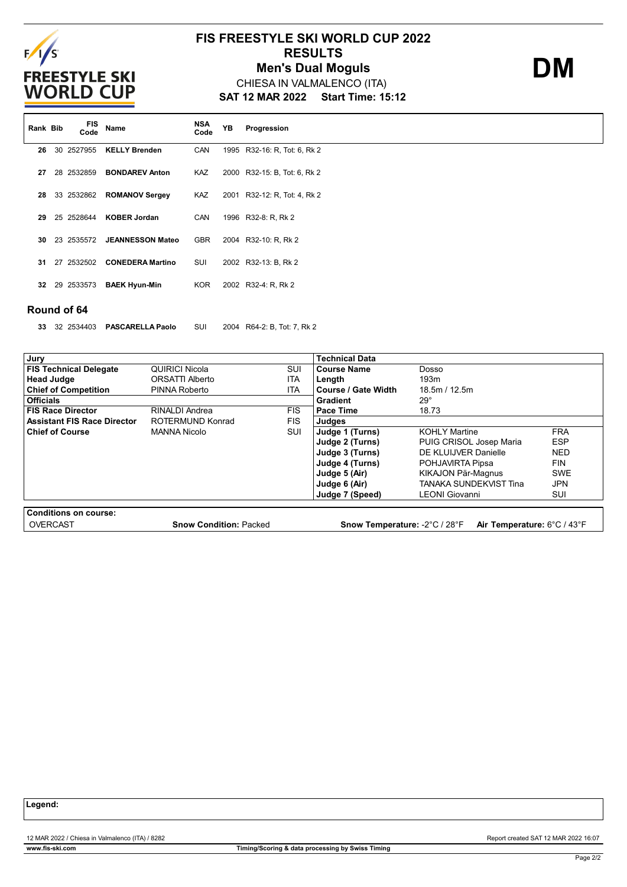# FIS FREESTYLE SKI WORLD CUP 2022

## RESULTS

## Men's Dual Moguls

CHIESA IN VALMALENCO (ITA)

**SAT 12 MAR 2022 Start Time: 15:12**

**DM**

| Rank | Bib | FIS Code | Name | NSA Code | YB | Progression |
|---|---|---|---|---|---|---|
| 26 | 30 | 2527955 | **KELLY Brenden** | CAN | 1995 | R32-16: R, Tot: 6, Rk 2 |
| 27 | 28 | 2532859 | **BONDAREV Anton** | KAZ | 2000 | R32-15: B, Tot: 6, Rk 2 |
| 28 | 33 | 2532862 | **ROMANOV Sergey** | KAZ | 2001 | R32-12: R, Tot: 4, Rk 2 |
| 29 | 25 | 2528644 | **KOBER Jordan** | CAN | 1996 | R32-8: R, Rk 2 |
| 30 | 23 | 2535572 | **JEANNESSON Mateo** | GBR | 2004 | R32-10: R, Rk 2 |
| 31 | 27 | 2532502 | **CONEDERA Martino** | SUI | 2002 | R32-13: B, Rk 2 |
| 32 | 29 | 2533573 | **BAEK Hyun-Min** | KOR | 2002 | R32-4: R, Rk 2 |

### Round of 64

| Rank | Bib | FIS Code | Name | NSA Code | YB | Progression |
|---|---|---|---|---|---|---|
| 33 | 32 | 2534403 | **PASCARELLA Paolo** | SUI | 2004 | R64-2: B, Tot: 7, Rk 2 |

| Jury | | |
|---|---|---|
| **FIS Technical Delegate** | QUIRICI Nicola | SUI |
| **Head Judge** | ORSATTI Alberto | ITA |
| **Chief of Competition** | PINNA Roberto | ITA |
| **Officials** | | |
| **FIS Race Director** | RINALDI Andrea | FIS |
| **Assistant FIS Race Director** | ROTERMUND Konrad | FIS |
| **Chief of Course** | MANNA Nicolo | SUI |

| Technical Data | | |
|---|---|---|
| **Course Name** | Dosso | |
| **Length** | 193m | |
| **Course / Gate Width** | 18.5m / 12.5m | |
| **Gradient** | 29° | |
| **Pace Time** | 18.73 | |
| **Judges** | | |
| **Judge 1 (Turns)** | KOHLY Martine | FRA |
| **Judge 2 (Turns)** | PUIG CRISOL Josep Maria | ESP |
| **Judge 3 (Turns)** | DE KLUIJVER Danielle | NED |
| **Judge 4 (Turns)** | POHJAVIRTA Pipsa | FIN |
| **Judge 5 (Air)** | KIKAJON Pär-Magnus | SWE |
| **Judge 6 (Air)** | TANAKA SUNDEKVIST Tina | JPN |
| **Judge 7 (Speed)** | LEONI Giovanni | SUI |

**Conditions on course:**
OVERCAST | **Snow Condition:** Packed | **Snow Temperature:** -2°C / 28°F | **Air Temperature:** 6°C / 43°F

**Legend:**

12 MAR 2022 / Chiesa in Valmalenco (ITA) / 8282

Report created SAT 12 MAR 2022 16:07

www.fis-ski.com

Timing/Scoring & data processing by Swiss Timing